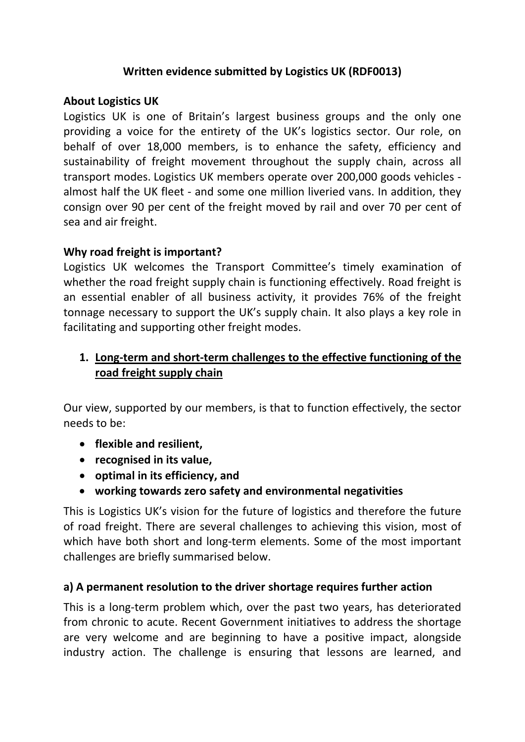# Written evidence submitted by Logistics UK (RDF0013)

## About Logistics UK

Logistics UK is one of Britain's largest business groups and the only one providing a voice for the entirety of the UK's logistics sector. Our role, on behalf of over 18,000 members, is to enhance the safety, efficiency and sustainability of freight movement throughout the supply chain, across all transport modes. Logistics UK members operate over 200,000 goods vehicles - almost half the UK fleet - and some one million liveried vans. In addition, they consign over 90 per cent of the freight moved by rail and over 70 per cent of sea and air freight.

## Why road freight is important?

Logistics UK welcomes the Transport Committee's timely examination of whether the road freight supply chain is functioning effectively. Road freight is an essential enabler of all business activity, it provides 76% of the freight tonnage necessary to support the UK's supply chain. It also plays a key role in facilitating and supporting other freight modes.

## 1. Long-term and short-term challenges to the effective functioning of the road freight supply chain

Our view, supported by our members, is that to function effectively, the sector needs to be:

- **flexible and resilient,**
- **recognised in its value,**
- **optimal in its efficiency, and**
- **working towards zero safety and environmental negativities**

This is Logistics UK's vision for the future of logistics and therefore the future of road freight. There are several challenges to achieving this vision, most of which have both short and long-term elements. Some of the most important challenges are briefly summarised below.

### a) A permanent resolution to the driver shortage requires further action

This is a long-term problem which, over the past two years, has deteriorated from chronic to acute. Recent Government initiatives to address the shortage are very welcome and are beginning to have a positive impact, alongside industry action. The challenge is ensuring that lessons are learned, and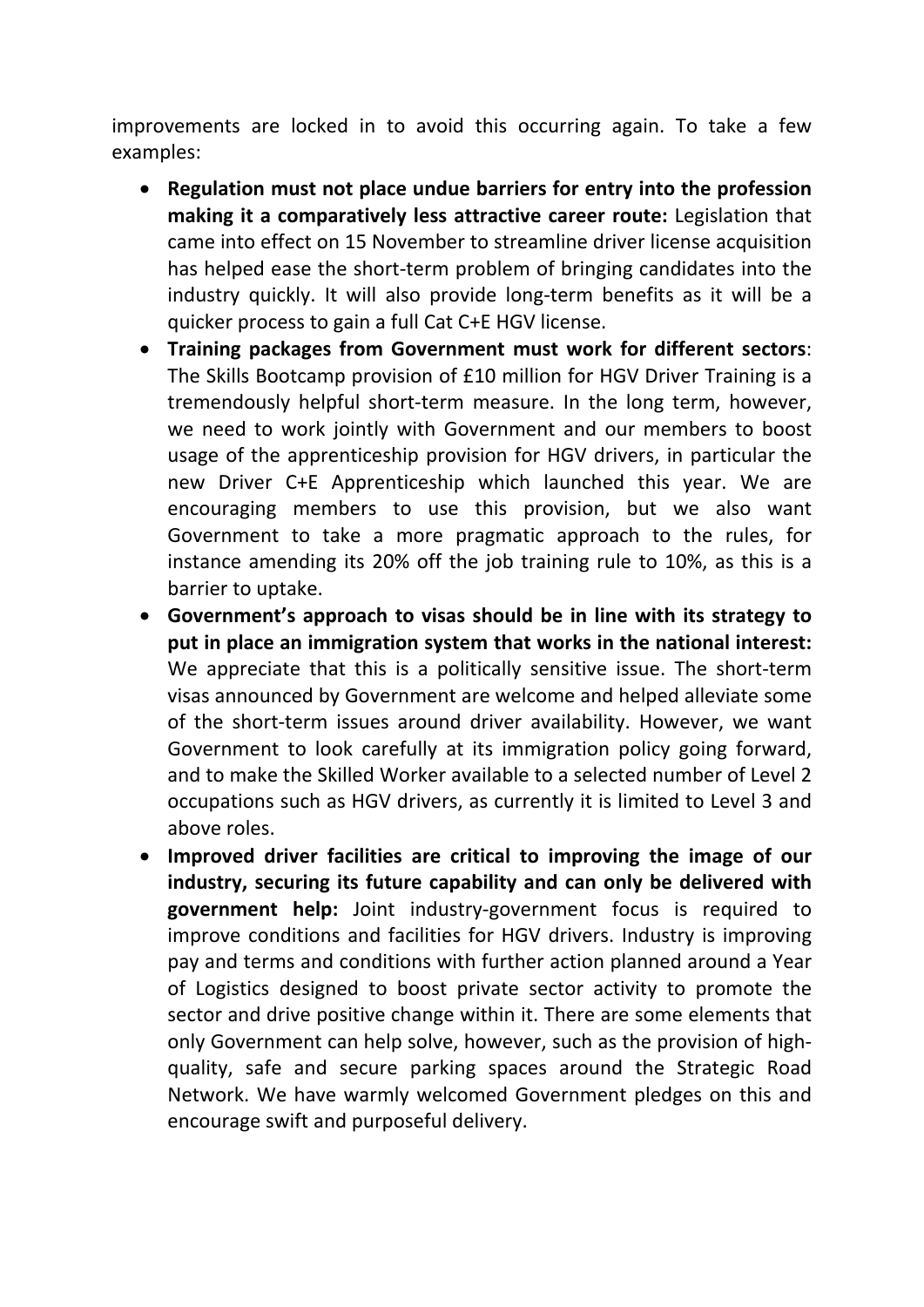improvements are locked in to avoid this occurring again. To take a few examples:

- **Regulation must not place undue barriers for entry into the profession making it a comparatively less attractive career route:** Legislation that came into effect on 15 November to streamline driver license acquisition has helped ease the short-term problem of bringing candidates into the industry quickly. It will also provide long-term benefits as it will be a quicker process to gain a full Cat C+E HGV license.
- **Training packages from Government must work for different sectors**: The Skills Bootcamp provision of £10 million for HGV Driver Training is a tremendously helpful short-term measure. In the long term, however, we need to work jointly with Government and our members to boost usage of the apprenticeship provision for HGV drivers, in particular the new Driver C+E Apprenticeship which launched this year. We are encouraging members to use this provision, but we also want Government to take a more pragmatic approach to the rules, for instance amending its 20% off the job training rule to 10%, as this is a barrier to uptake.
- **Government's approach to visas should be in line with its strategy to put in place an immigration system that works in the national interest:** We appreciate that this is a politically sensitive issue. The short-term visas announced by Government are welcome and helped alleviate some of the short-term issues around driver availability. However, we want Government to look carefully at its immigration policy going forward, and to make the Skilled Worker available to a selected number of Level 2 occupations such as HGV drivers, as currently it is limited to Level 3 and above roles.
- **Improved driver facilities are critical to improving the image of our industry, securing its future capability and can only be delivered with government help:** Joint industry-government focus is required to improve conditions and facilities for HGV drivers. Industry is improving pay and terms and conditions with further action planned around a Year of Logistics designed to boost private sector activity to promote the sector and drive positive change within it. There are some elements that only Government can help solve, however, such as the provision of high-quality, safe and secure parking spaces around the Strategic Road Network. We have warmly welcomed Government pledges on this and encourage swift and purposeful delivery.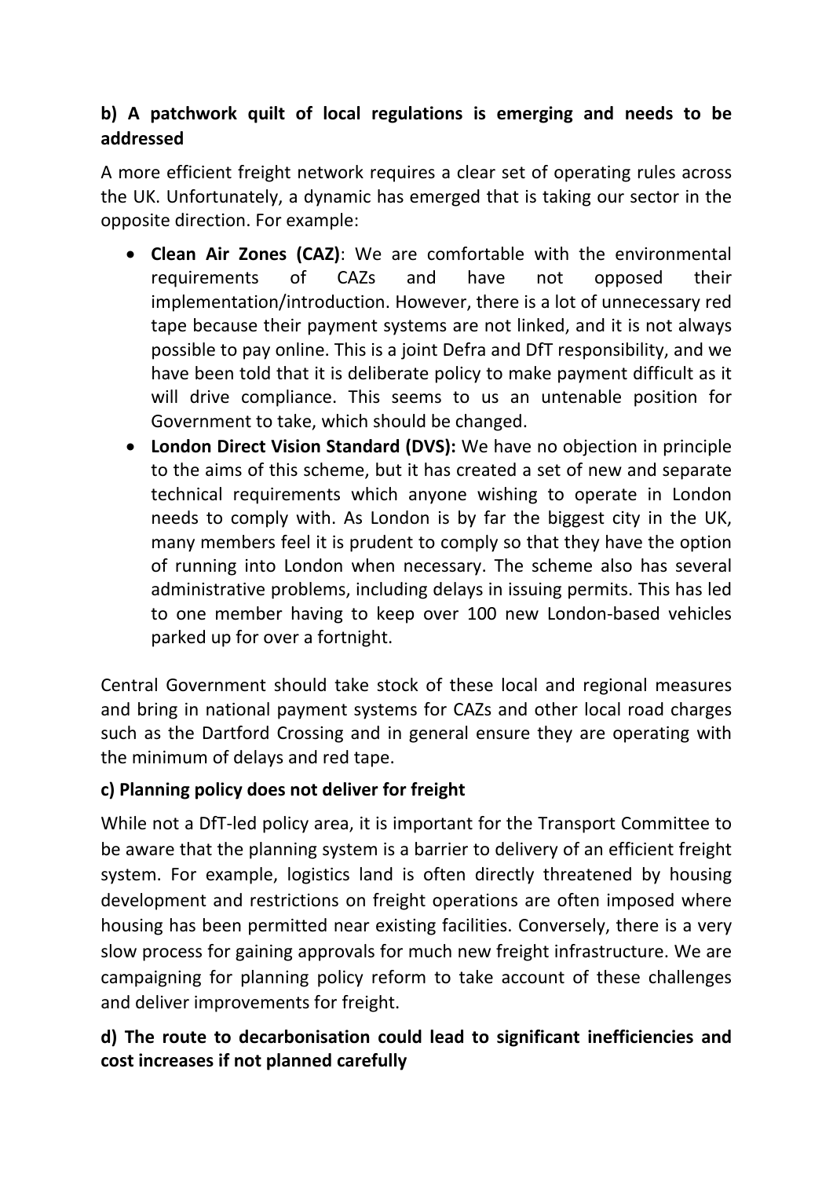**b) A patchwork quilt of local regulations is emerging and needs to be addressed**

A more efficient freight network requires a clear set of operating rules across the UK. Unfortunately, a dynamic has emerged that is taking our sector in the opposite direction. For example:

- **Clean Air Zones (CAZ)**: We are comfortable with the environmental requirements of CAZs and have not opposed their implementation/introduction. However, there is a lot of unnecessary red tape because their payment systems are not linked, and it is not always possible to pay online. This is a joint Defra and DfT responsibility, and we have been told that it is deliberate policy to make payment difficult as it will drive compliance. This seems to us an untenable position for Government to take, which should be changed.
- **London Direct Vision Standard (DVS):** We have no objection in principle to the aims of this scheme, but it has created a set of new and separate technical requirements which anyone wishing to operate in London needs to comply with. As London is by far the biggest city in the UK, many members feel it is prudent to comply so that they have the option of running into London when necessary. The scheme also has several administrative problems, including delays in issuing permits. This has led to one member having to keep over 100 new London-based vehicles parked up for over a fortnight.

Central Government should take stock of these local and regional measures and bring in national payment systems for CAZs and other local road charges such as the Dartford Crossing and in general ensure they are operating with the minimum of delays and red tape.

**c) Planning policy does not deliver for freight**

While not a DfT-led policy area, it is important for the Transport Committee to be aware that the planning system is a barrier to delivery of an efficient freight system. For example, logistics land is often directly threatened by housing development and restrictions on freight operations are often imposed where housing has been permitted near existing facilities. Conversely, there is a very slow process for gaining approvals for much new freight infrastructure. We are campaigning for planning policy reform to take account of these challenges and deliver improvements for freight.

**d) The route to decarbonisation could lead to significant inefficiencies and cost increases if not planned carefully**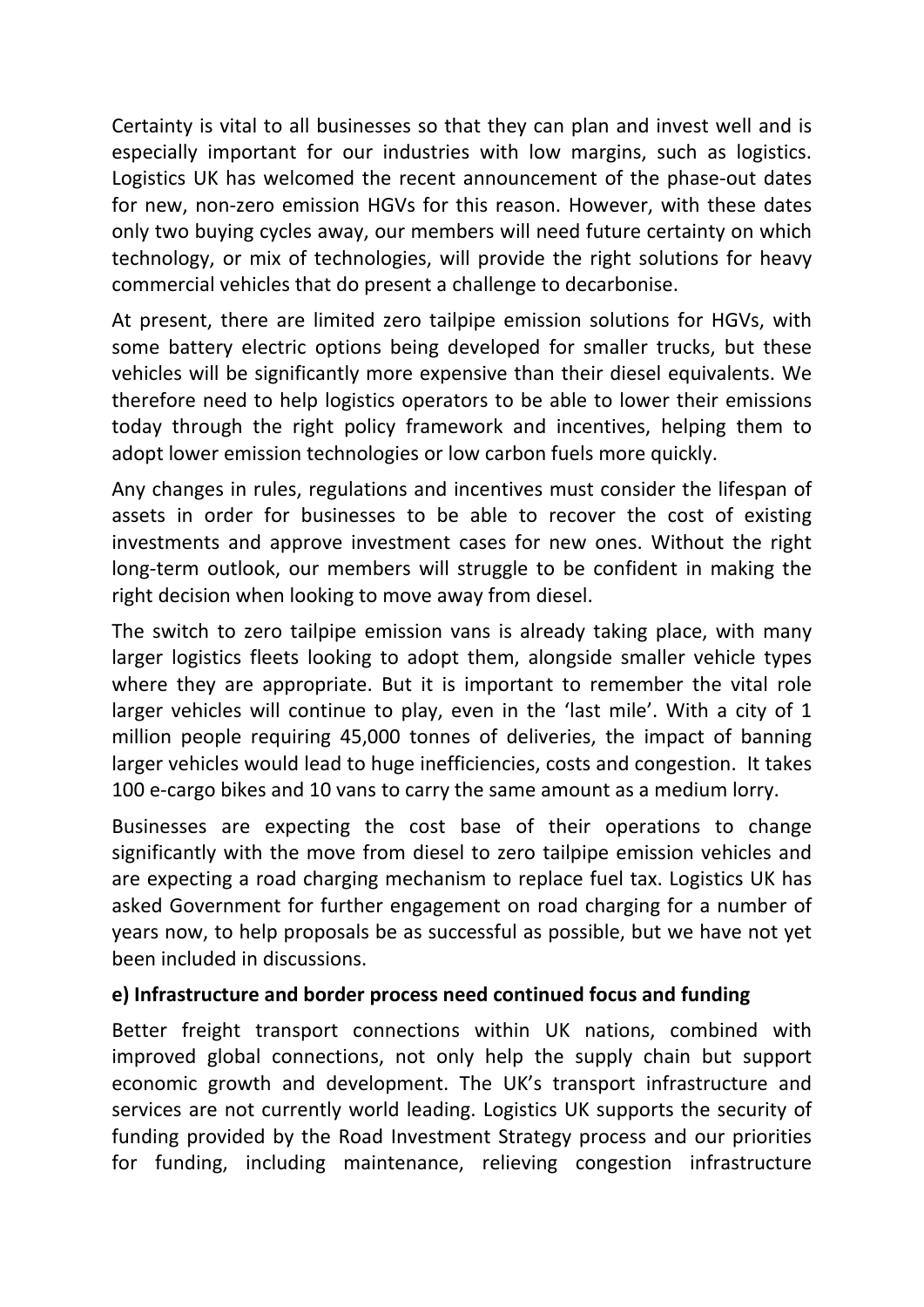Certainty is vital to all businesses so that they can plan and invest well and is especially important for our industries with low margins, such as logistics. Logistics UK has welcomed the recent announcement of the phase-out dates for new, non-zero emission HGVs for this reason. However, with these dates only two buying cycles away, our members will need future certainty on which technology, or mix of technologies, will provide the right solutions for heavy commercial vehicles that do present a challenge to decarbonise.

At present, there are limited zero tailpipe emission solutions for HGVs, with some battery electric options being developed for smaller trucks, but these vehicles will be significantly more expensive than their diesel equivalents. We therefore need to help logistics operators to be able to lower their emissions today through the right policy framework and incentives, helping them to adopt lower emission technologies or low carbon fuels more quickly.

Any changes in rules, regulations and incentives must consider the lifespan of assets in order for businesses to be able to recover the cost of existing investments and approve investment cases for new ones. Without the right long-term outlook, our members will struggle to be confident in making the right decision when looking to move away from diesel.

The switch to zero tailpipe emission vans is already taking place, with many larger logistics fleets looking to adopt them, alongside smaller vehicle types where they are appropriate. But it is important to remember the vital role larger vehicles will continue to play, even in the 'last mile'. With a city of 1 million people requiring 45,000 tonnes of deliveries, the impact of banning larger vehicles would lead to huge inefficiencies, costs and congestion. It takes 100 e-cargo bikes and 10 vans to carry the same amount as a medium lorry.

Businesses are expecting the cost base of their operations to change significantly with the move from diesel to zero tailpipe emission vehicles and are expecting a road charging mechanism to replace fuel tax. Logistics UK has asked Government for further engagement on road charging for a number of years now, to help proposals be as successful as possible, but we have not yet been included in discussions.

**e) Infrastructure and border process need continued focus and funding**

Better freight transport connections within UK nations, combined with improved global connections, not only help the supply chain but support economic growth and development. The UK's transport infrastructure and services are not currently world leading. Logistics UK supports the security of funding provided by the Road Investment Strategy process and our priorities for funding, including maintenance, relieving congestion infrastructure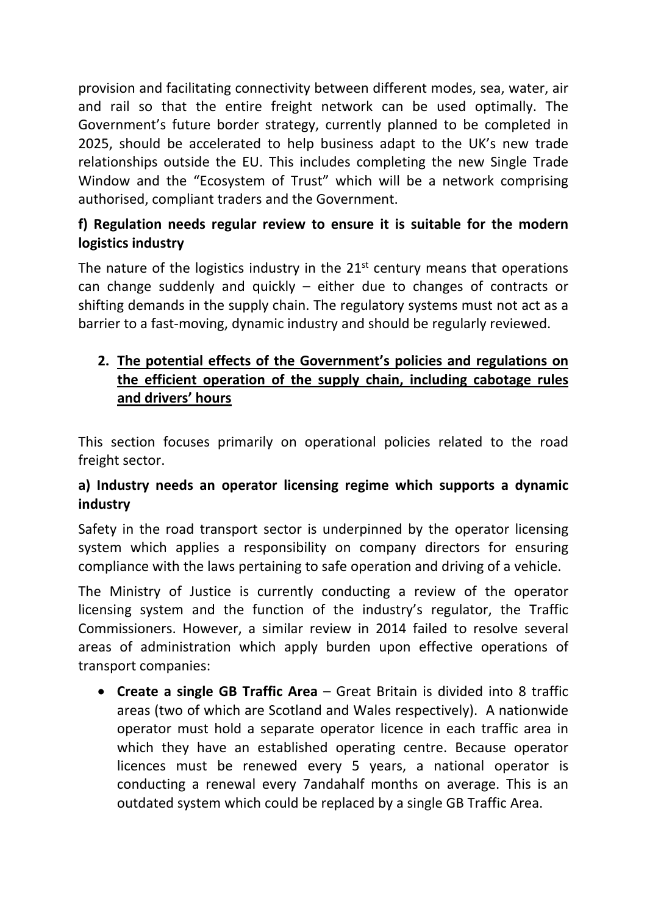provision and facilitating connectivity between different modes, sea, water, air and rail so that the entire freight network can be used optimally. The Government's future border strategy, currently planned to be completed in 2025, should be accelerated to help business adapt to the UK's new trade relationships outside the EU. This includes completing the new Single Trade Window and the "Ecosystem of Trust" which will be a network comprising authorised, compliant traders and the Government.

**f) Regulation needs regular review to ensure it is suitable for the modern logistics industry**

The nature of the logistics industry in the 21st century means that operations can change suddenly and quickly – either due to changes of contracts or shifting demands in the supply chain. The regulatory systems must not act as a barrier to a fast-moving, dynamic industry and should be regularly reviewed.

## 2. The potential effects of the Government's policies and regulations on the efficient operation of the supply chain, including cabotage rules and drivers' hours

This section focuses primarily on operational policies related to the road freight sector.

**a) Industry needs an operator licensing regime which supports a dynamic industry**

Safety in the road transport sector is underpinned by the operator licensing system which applies a responsibility on company directors for ensuring compliance with the laws pertaining to safe operation and driving of a vehicle.

The Ministry of Justice is currently conducting a review of the operator licensing system and the function of the industry's regulator, the Traffic Commissioners. However, a similar review in 2014 failed to resolve several areas of administration which apply burden upon effective operations of transport companies:

- **Create a single GB Traffic Area** – Great Britain is divided into 8 traffic areas (two of which are Scotland and Wales respectively). A nationwide operator must hold a separate operator licence in each traffic area in which they have an established operating centre. Because operator licences must be renewed every 5 years, a national operator is conducting a renewal every 7andahalf months on average. This is an outdated system which could be replaced by a single GB Traffic Area.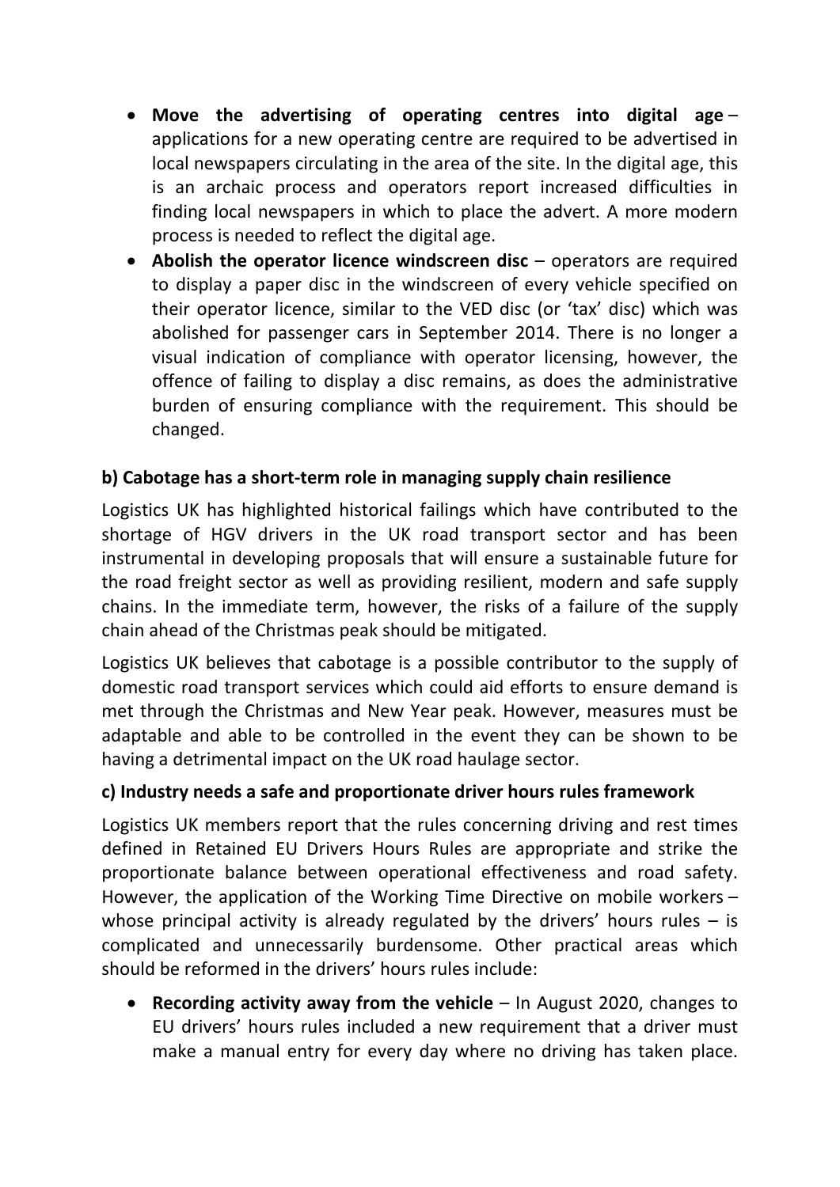- **Move the advertising of operating centres into digital age** – applications for a new operating centre are required to be advertised in local newspapers circulating in the area of the site. In the digital age, this is an archaic process and operators report increased difficulties in finding local newspapers in which to place the advert. A more modern process is needed to reflect the digital age.
- **Abolish the operator licence windscreen disc** – operators are required to display a paper disc in the windscreen of every vehicle specified on their operator licence, similar to the VED disc (or 'tax' disc) which was abolished for passenger cars in September 2014. There is no longer a visual indication of compliance with operator licensing, however, the offence of failing to display a disc remains, as does the administrative burden of ensuring compliance with the requirement. This should be changed.

### b) Cabotage has a short-term role in managing supply chain resilience

Logistics UK has highlighted historical failings which have contributed to the shortage of HGV drivers in the UK road transport sector and has been instrumental in developing proposals that will ensure a sustainable future for the road freight sector as well as providing resilient, modern and safe supply chains. In the immediate term, however, the risks of a failure of the supply chain ahead of the Christmas peak should be mitigated.

Logistics UK believes that cabotage is a possible contributor to the supply of domestic road transport services which could aid efforts to ensure demand is met through the Christmas and New Year peak. However, measures must be adaptable and able to be controlled in the event they can be shown to be having a detrimental impact on the UK road haulage sector.

### c) Industry needs a safe and proportionate driver hours rules framework

Logistics UK members report that the rules concerning driving and rest times defined in Retained EU Drivers Hours Rules are appropriate and strike the proportionate balance between operational effectiveness and road safety. However, the application of the Working Time Directive on mobile workers – whose principal activity is already regulated by the drivers' hours rules – is complicated and unnecessarily burdensome. Other practical areas which should be reformed in the drivers' hours rules include:

- **Recording activity away from the vehicle** – In August 2020, changes to EU drivers' hours rules included a new requirement that a driver must make a manual entry for every day where no driving has taken place.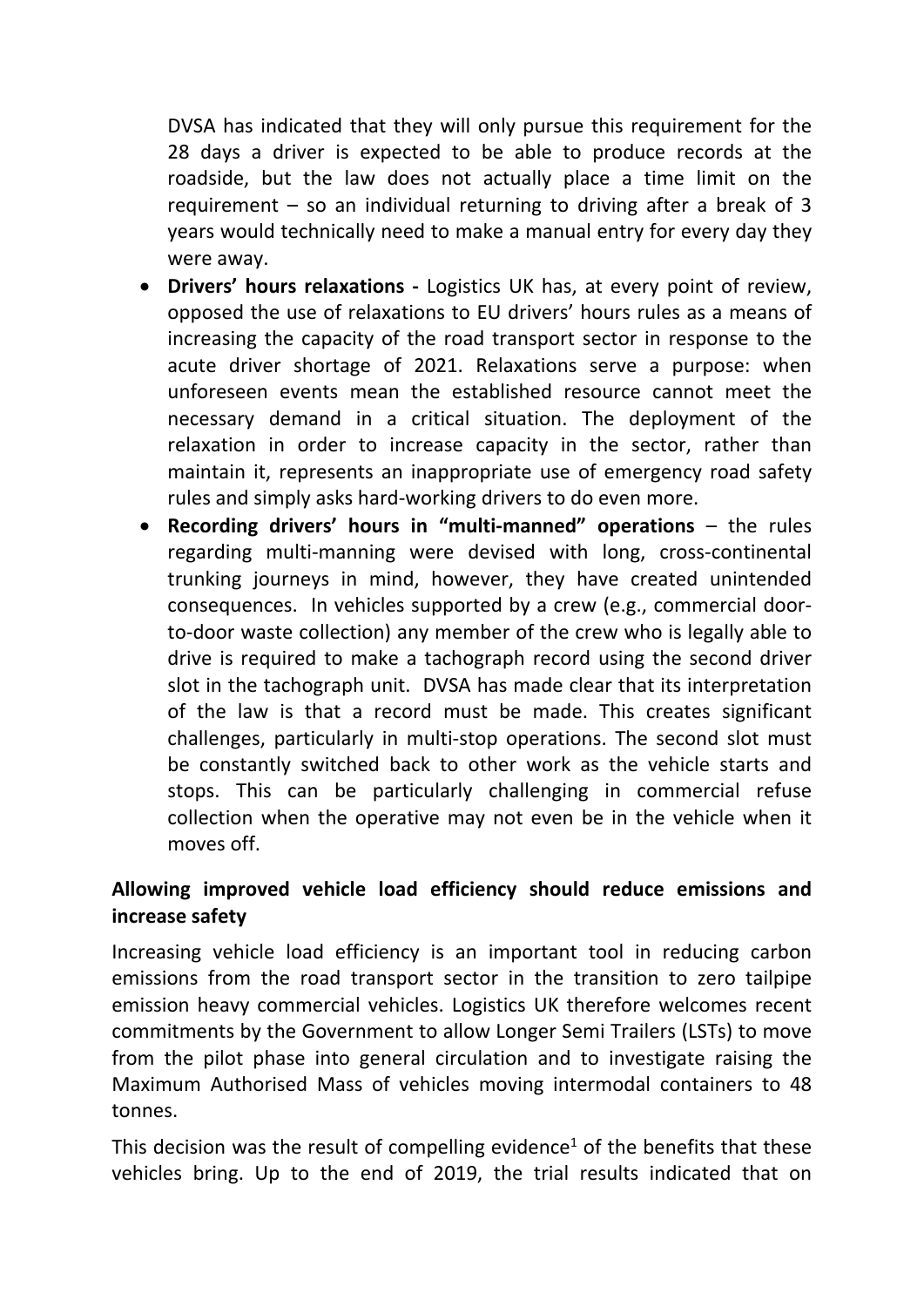DVSA has indicated that they will only pursue this requirement for the 28 days a driver is expected to be able to produce records at the roadside, but the law does not actually place a time limit on the requirement – so an individual returning to driving after a break of 3 years would technically need to make a manual entry for every day they were away.

- **Drivers' hours relaxations -** Logistics UK has, at every point of review, opposed the use of relaxations to EU drivers' hours rules as a means of increasing the capacity of the road transport sector in response to the acute driver shortage of 2021. Relaxations serve a purpose: when unforeseen events mean the established resource cannot meet the necessary demand in a critical situation. The deployment of the relaxation in order to increase capacity in the sector, rather than maintain it, represents an inappropriate use of emergency road safety rules and simply asks hard-working drivers to do even more.
- **Recording drivers' hours in "multi-manned" operations** – the rules regarding multi-manning were devised with long, cross-continental trunking journeys in mind, however, they have created unintended consequences. In vehicles supported by a crew (e.g., commercial door-to-door waste collection) any member of the crew who is legally able to drive is required to make a tachograph record using the second driver slot in the tachograph unit. DVSA has made clear that its interpretation of the law is that a record must be made. This creates significant challenges, particularly in multi-stop operations. The second slot must be constantly switched back to other work as the vehicle starts and stops. This can be particularly challenging in commercial refuse collection when the operative may not even be in the vehicle when it moves off.

## Allowing improved vehicle load efficiency should reduce emissions and increase safety

Increasing vehicle load efficiency is an important tool in reducing carbon emissions from the road transport sector in the transition to zero tailpipe emission heavy commercial vehicles. Logistics UK therefore welcomes recent commitments by the Government to allow Longer Semi Trailers (LSTs) to move from the pilot phase into general circulation and to investigate raising the Maximum Authorised Mass of vehicles moving intermodal containers to 48 tonnes.

This decision was the result of compelling evidence[1] of the benefits that these vehicles bring. Up to the end of 2019, the trial results indicated that on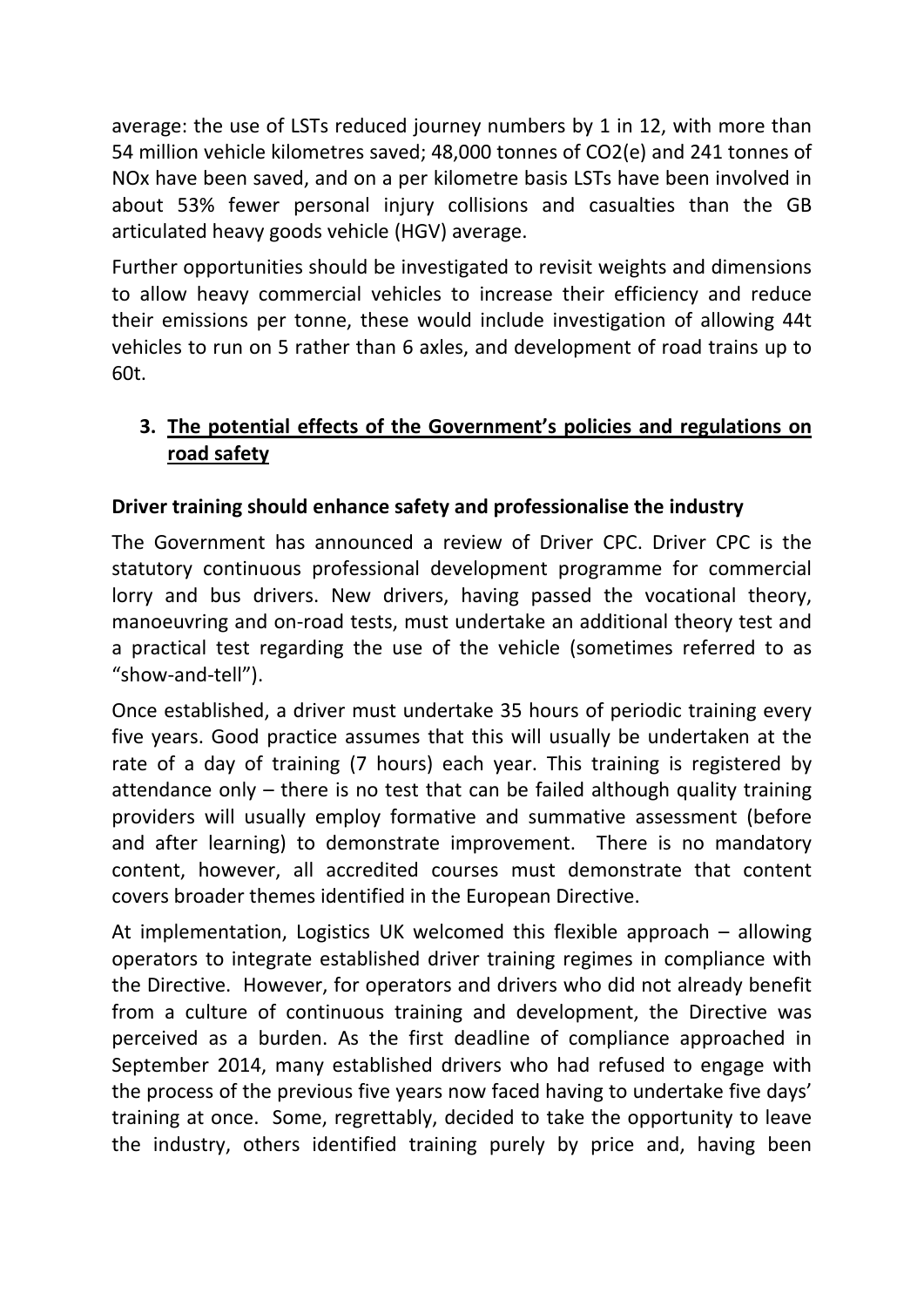average: the use of LSTs reduced journey numbers by 1 in 12, with more than 54 million vehicle kilometres saved; 48,000 tonnes of $CO_2$(e) and 241 tonnes of NOx have been saved, and on a per kilometre basis LSTs have been involved in about 53% fewer personal injury collisions and casualties than the GB articulated heavy goods vehicle (HGV) average.

Further opportunities should be investigated to revisit weights and dimensions to allow heavy commercial vehicles to increase their efficiency and reduce their emissions per tonne, these would include investigation of allowing 44t vehicles to run on 5 rather than 6 axles, and development of road trains up to 60t.

## 3. <u>The potential effects of the Government's policies and regulations on road safety</u>

### Driver training should enhance safety and professionalise the industry

The Government has announced a review of Driver CPC. Driver CPC is the statutory continuous professional development programme for commercial lorry and bus drivers. New drivers, having passed the vocational theory, manoeuvring and on-road tests, must undertake an additional theory test and a practical test regarding the use of the vehicle (sometimes referred to as "show-and-tell").

Once established, a driver must undertake 35 hours of periodic training every five years. Good practice assumes that this will usually be undertaken at the rate of a day of training (7 hours) each year. This training is registered by attendance only – there is no test that can be failed although quality training providers will usually employ formative and summative assessment (before and after learning) to demonstrate improvement. There is no mandatory content, however, all accredited courses must demonstrate that content covers broader themes identified in the European Directive.

At implementation, Logistics UK welcomed this flexible approach – allowing operators to integrate established driver training regimes in compliance with the Directive. However, for operators and drivers who did not already benefit from a culture of continuous training and development, the Directive was perceived as a burden. As the first deadline of compliance approached in September 2014, many established drivers who had refused to engage with the process of the previous five years now faced having to undertake five days' training at once. Some, regrettably, decided to take the opportunity to leave the industry, others identified training purely by price and, having been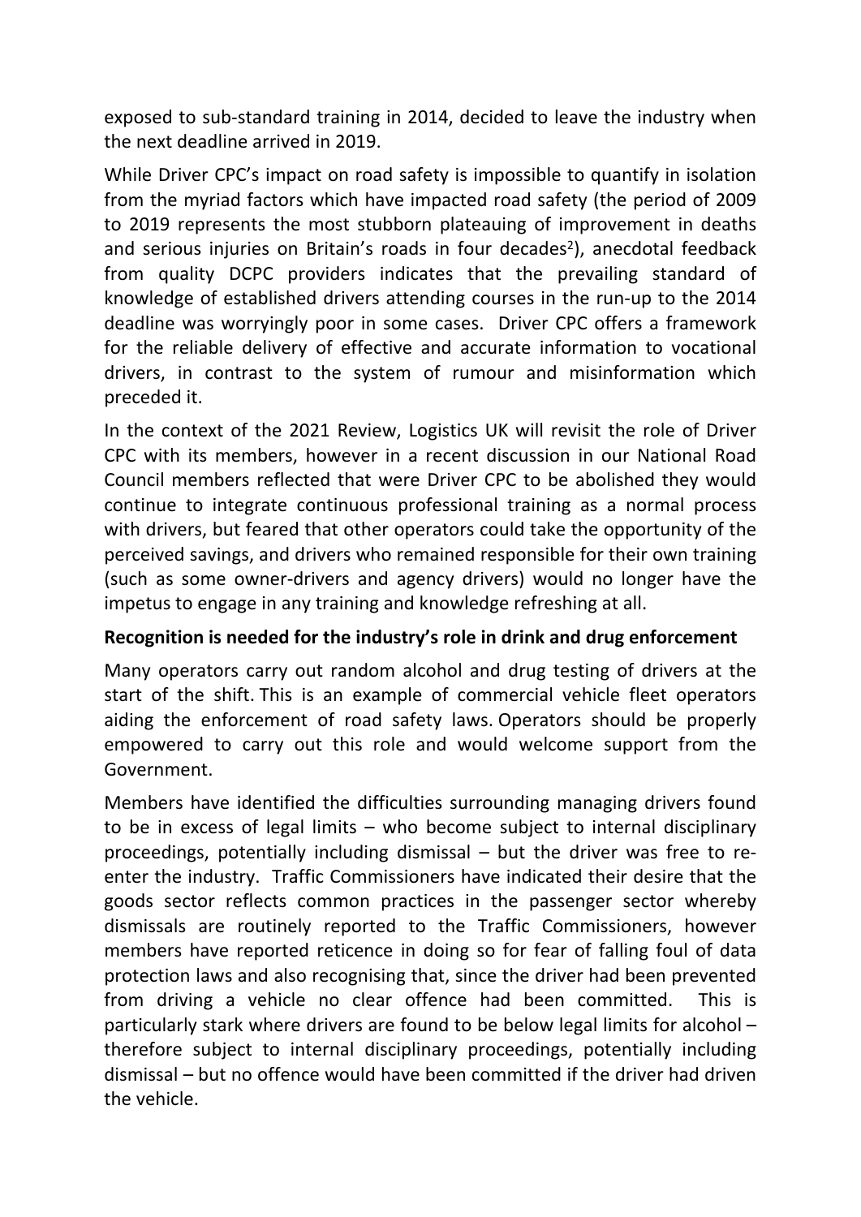exposed to sub-standard training in 2014, decided to leave the industry when the next deadline arrived in 2019.

While Driver CPC's impact on road safety is impossible to quantify in isolation from the myriad factors which have impacted road safety (the period of 2009 to 2019 represents the most stubborn plateauing of improvement in deaths and serious injuries on Britain's roads in four decades[2]), anecdotal feedback from quality DCPC providers indicates that the prevailing standard of knowledge of established drivers attending courses in the run-up to the 2014 deadline was worryingly poor in some cases. Driver CPC offers a framework for the reliable delivery of effective and accurate information to vocational drivers, in contrast to the system of rumour and misinformation which preceded it.

In the context of the 2021 Review, Logistics UK will revisit the role of Driver CPC with its members, however in a recent discussion in our National Road Council members reflected that were Driver CPC to be abolished they would continue to integrate continuous professional training as a normal process with drivers, but feared that other operators could take the opportunity of the perceived savings, and drivers who remained responsible for their own training (such as some owner-drivers and agency drivers) would no longer have the impetus to engage in any training and knowledge refreshing at all.

**Recognition is needed for the industry's role in drink and drug enforcement**

Many operators carry out random alcohol and drug testing of drivers at the start of the shift. This is an example of commercial vehicle fleet operators aiding the enforcement of road safety laws. Operators should be properly empowered to carry out this role and would welcome support from the Government.

Members have identified the difficulties surrounding managing drivers found to be in excess of legal limits – who become subject to internal disciplinary proceedings, potentially including dismissal – but the driver was free to re-enter the industry. Traffic Commissioners have indicated their desire that the goods sector reflects common practices in the passenger sector whereby dismissals are routinely reported to the Traffic Commissioners, however members have reported reticence in doing so for fear of falling foul of data protection laws and also recognising that, since the driver had been prevented from driving a vehicle no clear offence had been committed. This is particularly stark where drivers are found to be below legal limits for alcohol – therefore subject to internal disciplinary proceedings, potentially including dismissal – but no offence would have been committed if the driver had driven the vehicle.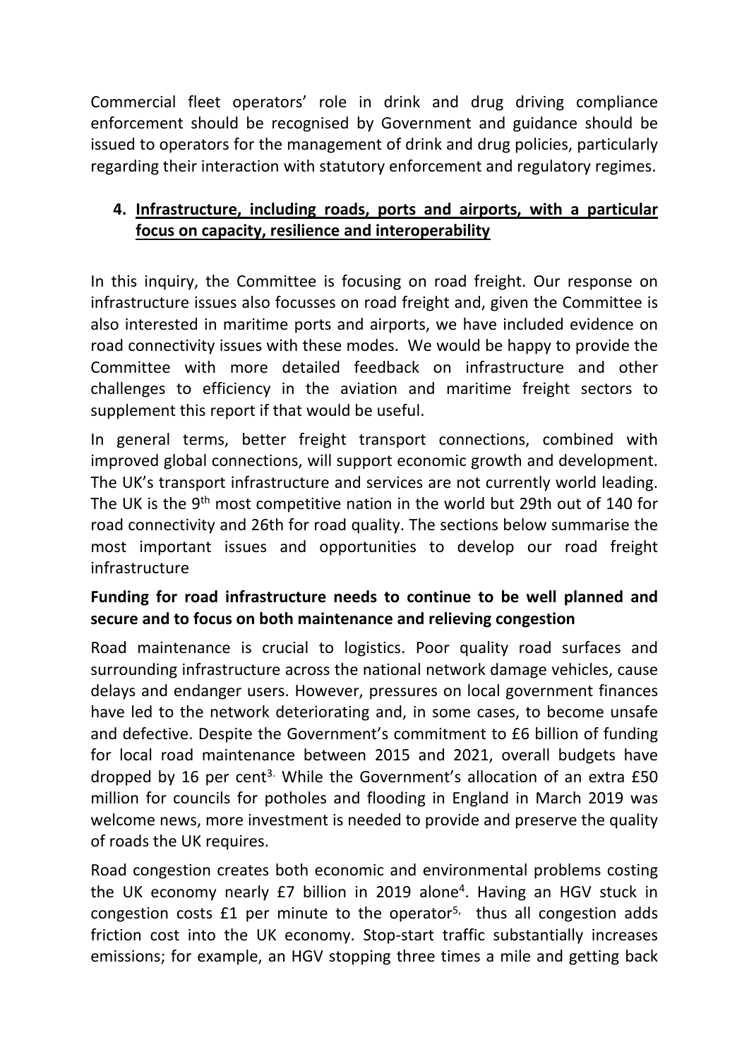Commercial fleet operators' role in drink and drug driving compliance enforcement should be recognised by Government and guidance should be issued to operators for the management of drink and drug policies, particularly regarding their interaction with statutory enforcement and regulatory regimes.

## 4. Infrastructure, including roads, ports and airports, with a particular focus on capacity, resilience and interoperability

In this inquiry, the Committee is focusing on road freight. Our response on infrastructure issues also focusses on road freight and, given the Committee is also interested in maritime ports and airports, we have included evidence on road connectivity issues with these modes. We would be happy to provide the Committee with more detailed feedback on infrastructure and other challenges to efficiency in the aviation and maritime freight sectors to supplement this report if that would be useful.

In general terms, better freight transport connections, combined with improved global connections, will support economic growth and development. The UK's transport infrastructure and services are not currently world leading. The UK is the 9th most competitive nation in the world but 29th out of 140 for road connectivity and 26th for road quality. The sections below summarise the most important issues and opportunities to develop our road freight infrastructure

### Funding for road infrastructure needs to continue to be well planned and secure and to focus on both maintenance and relieving congestion

Road maintenance is crucial to logistics. Poor quality road surfaces and surrounding infrastructure across the national network damage vehicles, cause delays and endanger users. However, pressures on local government finances have led to the network deteriorating and, in some cases, to become unsafe and defective. Despite the Government's commitment to £6 billion of funding for local road maintenance between 2015 and 2021, overall budgets have dropped by 16 per cent[3]. While the Government's allocation of an extra £50 million for councils for potholes and flooding in England in March 2019 was welcome news, more investment is needed to provide and preserve the quality of roads the UK requires.

Road congestion creates both economic and environmental problems costing the UK economy nearly £7 billion in 2019 alone[4]. Having an HGV stuck in congestion costs £1 per minute to the operator[5], thus all congestion adds friction cost into the UK economy. Stop-start traffic substantially increases emissions; for example, an HGV stopping three times a mile and getting back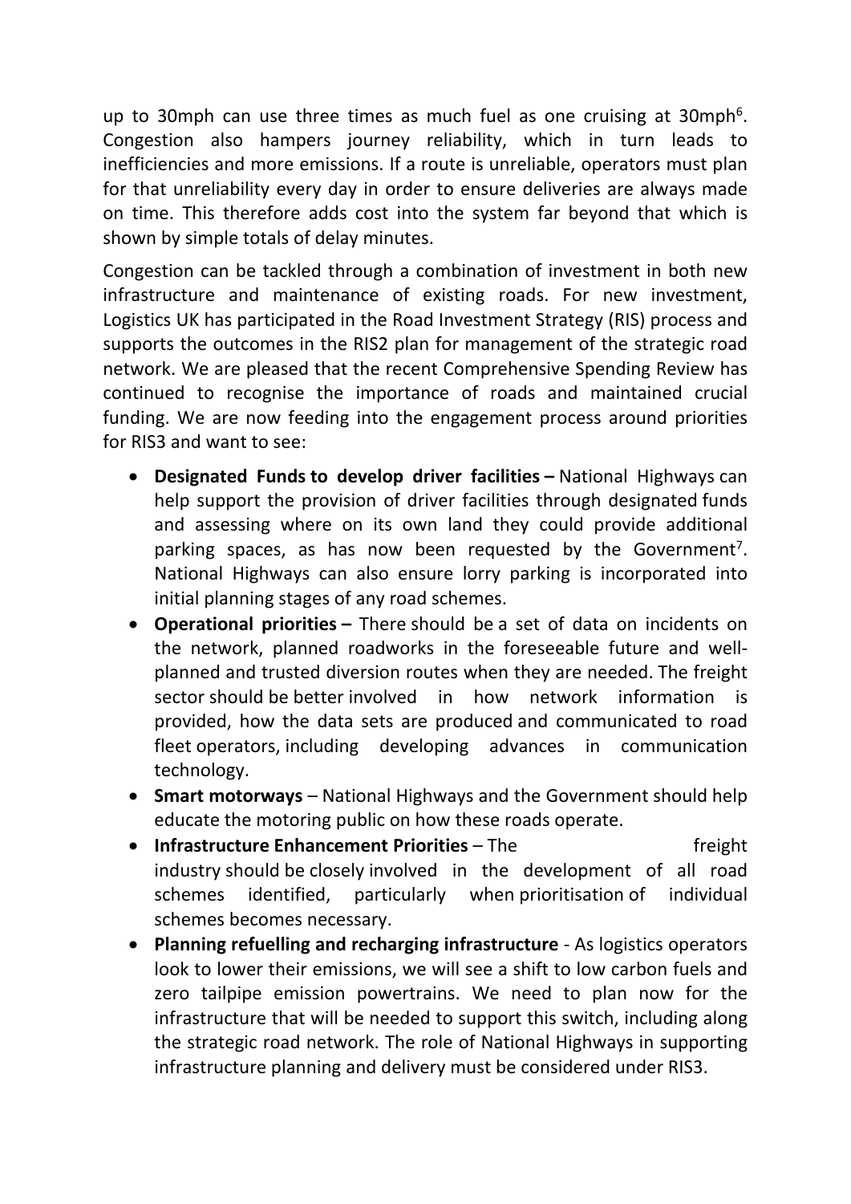up to 30mph can use three times as much fuel as one cruising at 30mph[6]. Congestion also hampers journey reliability, which in turn leads to inefficiencies and more emissions. If a route is unreliable, operators must plan for that unreliability every day in order to ensure deliveries are always made on time. This therefore adds cost into the system far beyond that which is shown by simple totals of delay minutes.

Congestion can be tackled through a combination of investment in both new infrastructure and maintenance of existing roads. For new investment, Logistics UK has participated in the Road Investment Strategy (RIS) process and supports the outcomes in the RIS2 plan for management of the strategic road network. We are pleased that the recent Comprehensive Spending Review has continued to recognise the importance of roads and maintained crucial funding. We are now feeding into the engagement process around priorities for RIS3 and want to see:

- **Designated Funds to develop driver facilities –** National Highways can help support the provision of driver facilities through designated funds and assessing where on its own land they could provide additional parking spaces, as has now been requested by the Government[7]. National Highways can also ensure lorry parking is incorporated into initial planning stages of any road schemes.
- **Operational priorities –** There should be a set of data on incidents on the network, planned roadworks in the foreseeable future and well-planned and trusted diversion routes when they are needed. The freight sector should be better involved in how network information is provided, how the data sets are produced and communicated to road fleet operators, including developing advances in communication technology.
- **Smart motorways** – National Highways and the Government should help educate the motoring public on how these roads operate.
- **Infrastructure Enhancement Priorities** – The freight industry should be closely involved in the development of all road schemes identified, particularly when prioritisation of individual schemes becomes necessary.
- **Planning refuelling and recharging infrastructure** - As logistics operators look to lower their emissions, we will see a shift to low carbon fuels and zero tailpipe emission powertrains. We need to plan now for the infrastructure that will be needed to support this switch, including along the strategic road network. The role of National Highways in supporting infrastructure planning and delivery must be considered under RIS3.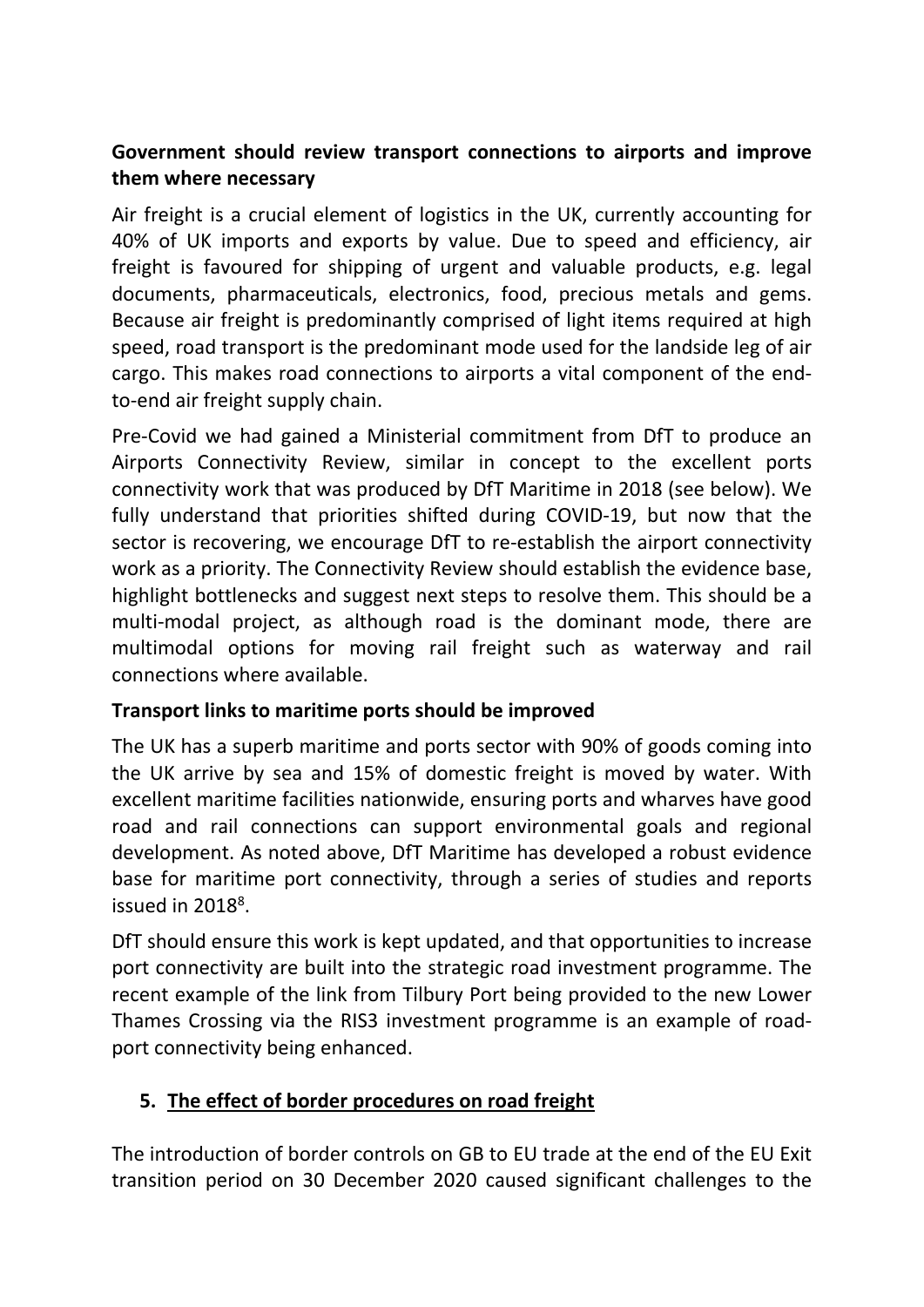**Government should review transport connections to airports and improve them where necessary**

Air freight is a crucial element of logistics in the UK, currently accounting for 40% of UK imports and exports by value. Due to speed and efficiency, air freight is favoured for shipping of urgent and valuable products, e.g. legal documents, pharmaceuticals, electronics, food, precious metals and gems. Because air freight is predominantly comprised of light items required at high speed, road transport is the predominant mode used for the landside leg of air cargo. This makes road connections to airports a vital component of the end-to-end air freight supply chain.

Pre-Covid we had gained a Ministerial commitment from DfT to produce an Airports Connectivity Review, similar in concept to the excellent ports connectivity work that was produced by DfT Maritime in 2018 (see below). We fully understand that priorities shifted during COVID-19, but now that the sector is recovering, we encourage DfT to re-establish the airport connectivity work as a priority. The Connectivity Review should establish the evidence base, highlight bottlenecks and suggest next steps to resolve them. This should be a multi-modal project, as although road is the dominant mode, there are multimodal options for moving rail freight such as waterway and rail connections where available.

**Transport links to maritime ports should be improved**

The UK has a superb maritime and ports sector with 90% of goods coming into the UK arrive by sea and 15% of domestic freight is moved by water. With excellent maritime facilities nationwide, ensuring ports and wharves have good road and rail connections can support environmental goals and regional development. As noted above, DfT Maritime has developed a robust evidence base for maritime port connectivity, through a series of studies and reports issued in 2018[8].

DfT should ensure this work is kept updated, and that opportunities to increase port connectivity are built into the strategic road investment programme. The recent example of the link from Tilbury Port being provided to the new Lower Thames Crossing via the RIS3 investment programme is an example of road-port connectivity being enhanced.

## 5. <u>The effect of border procedures on road freight</u>

The introduction of border controls on GB to EU trade at the end of the EU Exit transition period on 30 December 2020 caused significant challenges to the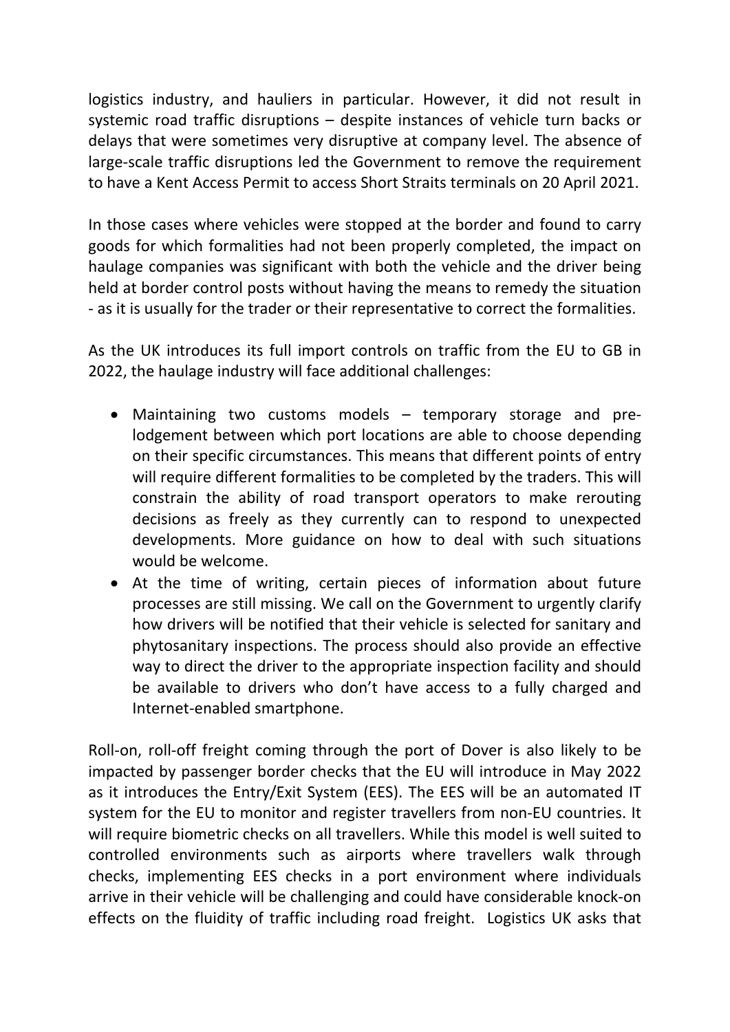logistics industry, and hauliers in particular. However, it did not result in systemic road traffic disruptions – despite instances of vehicle turn backs or delays that were sometimes very disruptive at company level. The absence of large-scale traffic disruptions led the Government to remove the requirement to have a Kent Access Permit to access Short Straits terminals on 20 April 2021.

In those cases where vehicles were stopped at the border and found to carry goods for which formalities had not been properly completed, the impact on haulage companies was significant with both the vehicle and the driver being held at border control posts without having the means to remedy the situation - as it is usually for the trader or their representative to correct the formalities.

As the UK introduces its full import controls on traffic from the EU to GB in 2022, the haulage industry will face additional challenges:

- Maintaining two customs models – temporary storage and pre-lodgement between which port locations are able to choose depending on their specific circumstances. This means that different points of entry will require different formalities to be completed by the traders. This will constrain the ability of road transport operators to make rerouting decisions as freely as they currently can to respond to unexpected developments. More guidance on how to deal with such situations would be welcome.
- At the time of writing, certain pieces of information about future processes are still missing. We call on the Government to urgently clarify how drivers will be notified that their vehicle is selected for sanitary and phytosanitary inspections. The process should also provide an effective way to direct the driver to the appropriate inspection facility and should be available to drivers who don't have access to a fully charged and Internet-enabled smartphone.

Roll-on, roll-off freight coming through the port of Dover is also likely to be impacted by passenger border checks that the EU will introduce in May 2022 as it introduces the Entry/Exit System (EES). The EES will be an automated IT system for the EU to monitor and register travellers from non-EU countries. It will require biometric checks on all travellers. While this model is well suited to controlled environments such as airports where travellers walk through checks, implementing EES checks in a port environment where individuals arrive in their vehicle will be challenging and could have considerable knock-on effects on the fluidity of traffic including road freight. Logistics UK asks that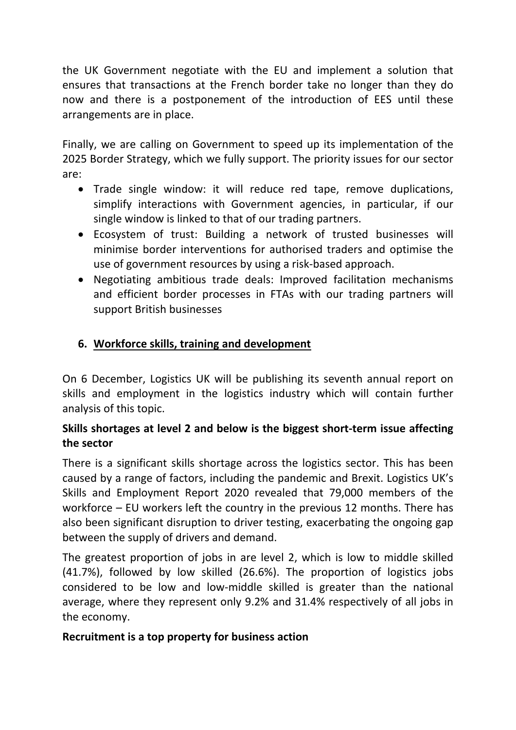the UK Government negotiate with the EU and implement a solution that ensures that transactions at the French border take no longer than they do now and there is a postponement of the introduction of EES until these arrangements are in place.

Finally, we are calling on Government to speed up its implementation of the 2025 Border Strategy, which we fully support. The priority issues for our sector are:

- Trade single window: it will reduce red tape, remove duplications, simplify interactions with Government agencies, in particular, if our single window is linked to that of our trading partners.
- Ecosystem of trust: Building a network of trusted businesses will minimise border interventions for authorised traders and optimise the use of government resources by using a risk-based approach.
- Negotiating ambitious trade deals: Improved facilitation mechanisms and efficient border processes in FTAs with our trading partners will support British businesses

## 6. Workforce skills, training and development

On 6 December, Logistics UK will be publishing its seventh annual report on skills and employment in the logistics industry which will contain further analysis of this topic.

**Skills shortages at level 2 and below is the biggest short-term issue affecting the sector**

There is a significant skills shortage across the logistics sector. This has been caused by a range of factors, including the pandemic and Brexit. Logistics UK's Skills and Employment Report 2020 revealed that 79,000 members of the workforce – EU workers left the country in the previous 12 months. There has also been significant disruption to driver testing, exacerbating the ongoing gap between the supply of drivers and demand.

The greatest proportion of jobs in are level 2, which is low to middle skilled (41.7%), followed by low skilled (26.6%). The proportion of logistics jobs considered to be low and low-middle skilled is greater than the national average, where they represent only 9.2% and 31.4% respectively of all jobs in the economy.

**Recruitment is a top property for business action**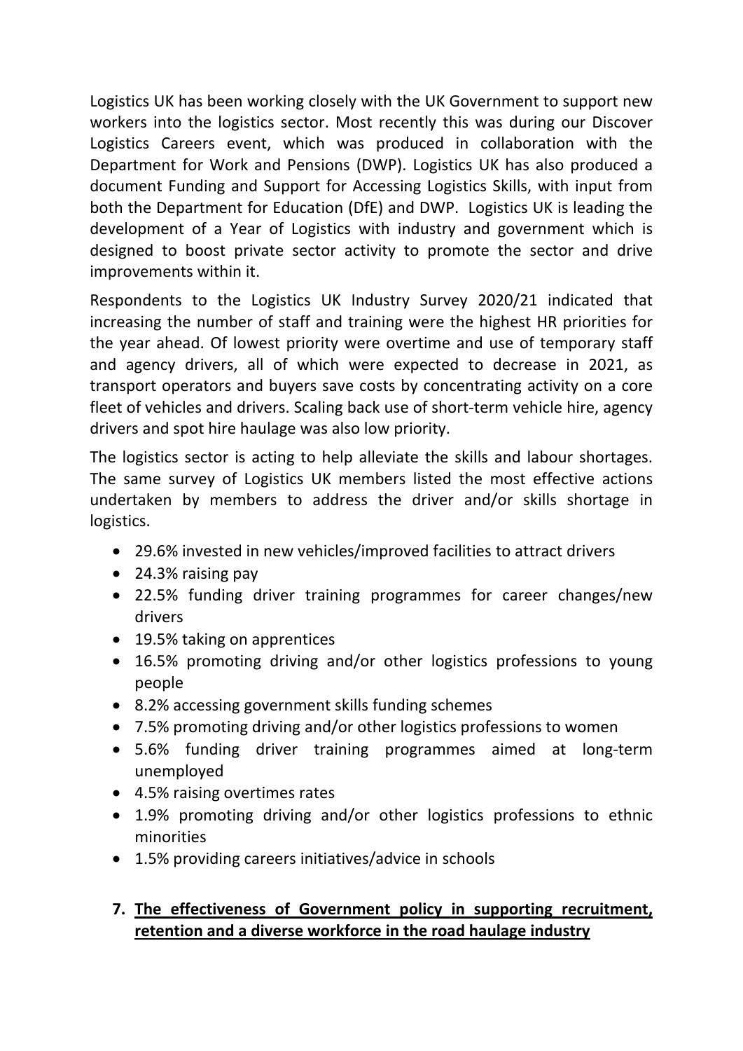Logistics UK has been working closely with the UK Government to support new workers into the logistics sector. Most recently this was during our Discover Logistics Careers event, which was produced in collaboration with the Department for Work and Pensions (DWP). Logistics UK has also produced a document Funding and Support for Accessing Logistics Skills, with input from both the Department for Education (DfE) and DWP. Logistics UK is leading the development of a Year of Logistics with industry and government which is designed to boost private sector activity to promote the sector and drive improvements within it.

Respondents to the Logistics UK Industry Survey 2020/21 indicated that increasing the number of staff and training were the highest HR priorities for the year ahead. Of lowest priority were overtime and use of temporary staff and agency drivers, all of which were expected to decrease in 2021, as transport operators and buyers save costs by concentrating activity on a core fleet of vehicles and drivers. Scaling back use of short-term vehicle hire, agency drivers and spot hire haulage was also low priority.

The logistics sector is acting to help alleviate the skills and labour shortages. The same survey of Logistics UK members listed the most effective actions undertaken by members to address the driver and/or skills shortage in logistics.

- 29.6% invested in new vehicles/improved facilities to attract drivers
- 24.3% raising pay
- 22.5% funding driver training programmes for career changes/new drivers
- 19.5% taking on apprentices
- 16.5% promoting driving and/or other logistics professions to young people
- 8.2% accessing government skills funding schemes
- 7.5% promoting driving and/or other logistics professions to women
- 5.6% funding driver training programmes aimed at long-term unemployed
- 4.5% raising overtimes rates
- 1.9% promoting driving and/or other logistics professions to ethnic minorities
- 1.5% providing careers initiatives/advice in schools

## 7. <u>The effectiveness of Government policy in supporting recruitment, retention and a diverse workforce in the road haulage industry</u>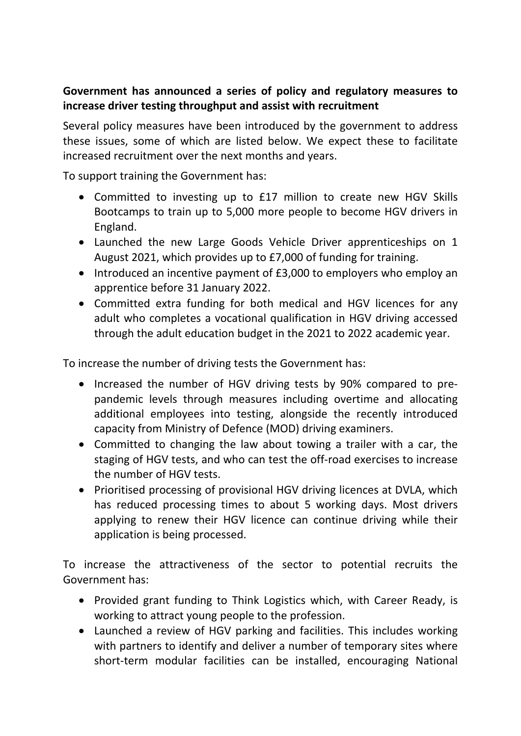**Government has announced a series of policy and regulatory measures to increase driver testing throughput and assist with recruitment**

Several policy measures have been introduced by the government to address these issues, some of which are listed below. We expect these to facilitate increased recruitment over the next months and years.

To support training the Government has:

- Committed to investing up to £17 million to create new HGV Skills Bootcamps to train up to 5,000 more people to become HGV drivers in England.
- Launched the new Large Goods Vehicle Driver apprenticeships on 1 August 2021, which provides up to £7,000 of funding for training.
- Introduced an incentive payment of £3,000 to employers who employ an apprentice before 31 January 2022.
- Committed extra funding for both medical and HGV licences for any adult who completes a vocational qualification in HGV driving accessed through the adult education budget in the 2021 to 2022 academic year.

To increase the number of driving tests the Government has:

- Increased the number of HGV driving tests by 90% compared to pre-pandemic levels through measures including overtime and allocating additional employees into testing, alongside the recently introduced capacity from Ministry of Defence (MOD) driving examiners.
- Committed to changing the law about towing a trailer with a car, the staging of HGV tests, and who can test the off-road exercises to increase the number of HGV tests.
- Prioritised processing of provisional HGV driving licences at DVLA, which has reduced processing times to about 5 working days. Most drivers applying to renew their HGV licence can continue driving while their application is being processed.

To increase the attractiveness of the sector to potential recruits the Government has:

- Provided grant funding to Think Logistics which, with Career Ready, is working to attract young people to the profession.
- Launched a review of HGV parking and facilities. This includes working with partners to identify and deliver a number of temporary sites where short-term modular facilities can be installed, encouraging National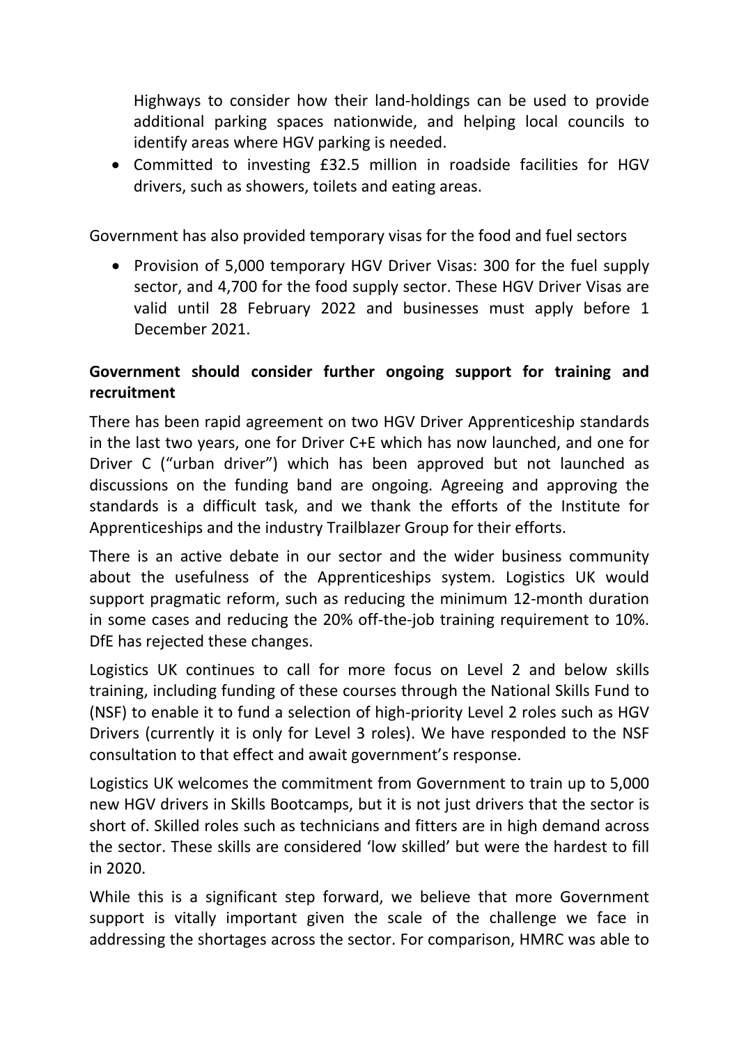Highways to consider how their land-holdings can be used to provide additional parking spaces nationwide, and helping local councils to identify areas where HGV parking is needed.

- Committed to investing £32.5 million in roadside facilities for HGV drivers, such as showers, toilets and eating areas.

Government has also provided temporary visas for the food and fuel sectors

- Provision of 5,000 temporary HGV Driver Visas: 300 for the fuel supply sector, and 4,700 for the food supply sector. These HGV Driver Visas are valid until 28 February 2022 and businesses must apply before 1 December 2021.

**Government should consider further ongoing support for training and recruitment**

There has been rapid agreement on two HGV Driver Apprenticeship standards in the last two years, one for Driver C+E which has now launched, and one for Driver C ("urban driver") which has been approved but not launched as discussions on the funding band are ongoing. Agreeing and approving the standards is a difficult task, and we thank the efforts of the Institute for Apprenticeships and the industry Trailblazer Group for their efforts.

There is an active debate in our sector and the wider business community about the usefulness of the Apprenticeships system. Logistics UK would support pragmatic reform, such as reducing the minimum 12-month duration in some cases and reducing the 20% off-the-job training requirement to 10%. DfE has rejected these changes.

Logistics UK continues to call for more focus on Level 2 and below skills training, including funding of these courses through the National Skills Fund to (NSF) to enable it to fund a selection of high-priority Level 2 roles such as HGV Drivers (currently it is only for Level 3 roles). We have responded to the NSF consultation to that effect and await government's response.

Logistics UK welcomes the commitment from Government to train up to 5,000 new HGV drivers in Skills Bootcamps, but it is not just drivers that the sector is short of. Skilled roles such as technicians and fitters are in high demand across the sector. These skills are considered 'low skilled' but were the hardest to fill in 2020.

While this is a significant step forward, we believe that more Government support is vitally important given the scale of the challenge we face in addressing the shortages across the sector. For comparison, HMRC was able to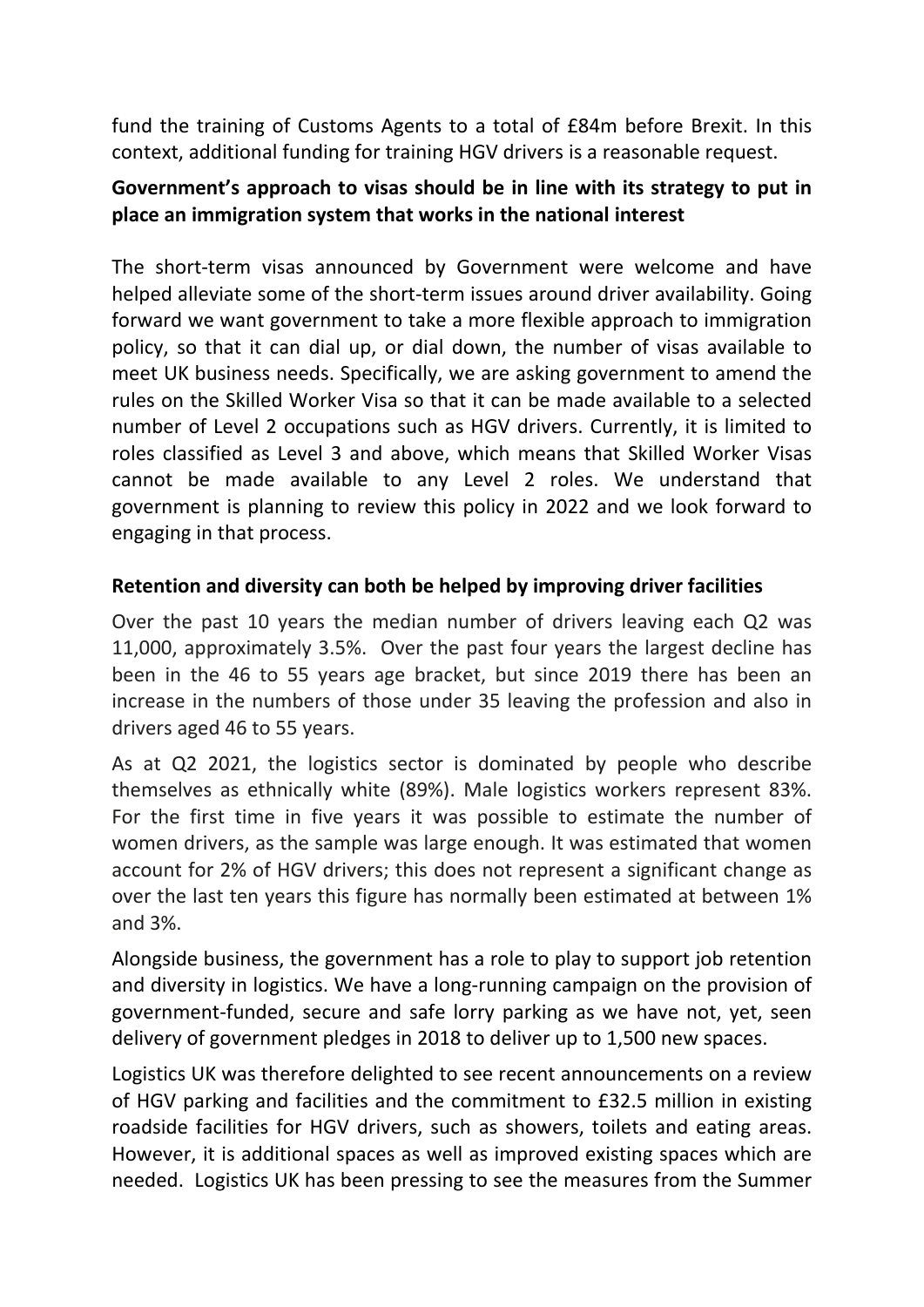fund the training of Customs Agents to a total of £84m before Brexit. In this context, additional funding for training HGV drivers is a reasonable request.

**Government's approach to visas should be in line with its strategy to put in place an immigration system that works in the national interest**

The short-term visas announced by Government were welcome and have helped alleviate some of the short-term issues around driver availability. Going forward we want government to take a more flexible approach to immigration policy, so that it can dial up, or dial down, the number of visas available to meet UK business needs. Specifically, we are asking government to amend the rules on the Skilled Worker Visa so that it can be made available to a selected number of Level 2 occupations such as HGV drivers. Currently, it is limited to roles classified as Level 3 and above, which means that Skilled Worker Visas cannot be made available to any Level 2 roles. We understand that government is planning to review this policy in 2022 and we look forward to engaging in that process.

**Retention and diversity can both be helped by improving driver facilities**

Over the past 10 years the median number of drivers leaving each Q2 was 11,000, approximately 3.5%. Over the past four years the largest decline has been in the 46 to 55 years age bracket, but since 2019 there has been an increase in the numbers of those under 35 leaving the profession and also in drivers aged 46 to 55 years.

As at Q2 2021, the logistics sector is dominated by people who describe themselves as ethnically white (89%). Male logistics workers represent 83%. For the first time in five years it was possible to estimate the number of women drivers, as the sample was large enough. It was estimated that women account for 2% of HGV drivers; this does not represent a significant change as over the last ten years this figure has normally been estimated at between 1% and 3%.

Alongside business, the government has a role to play to support job retention and diversity in logistics. We have a long-running campaign on the provision of government-funded, secure and safe lorry parking as we have not, yet, seen delivery of government pledges in 2018 to deliver up to 1,500 new spaces.

Logistics UK was therefore delighted to see recent announcements on a review of HGV parking and facilities and the commitment to £32.5 million in existing roadside facilities for HGV drivers, such as showers, toilets and eating areas. However, it is additional spaces as well as improved existing spaces which are needed. Logistics UK has been pressing to see the measures from the Summer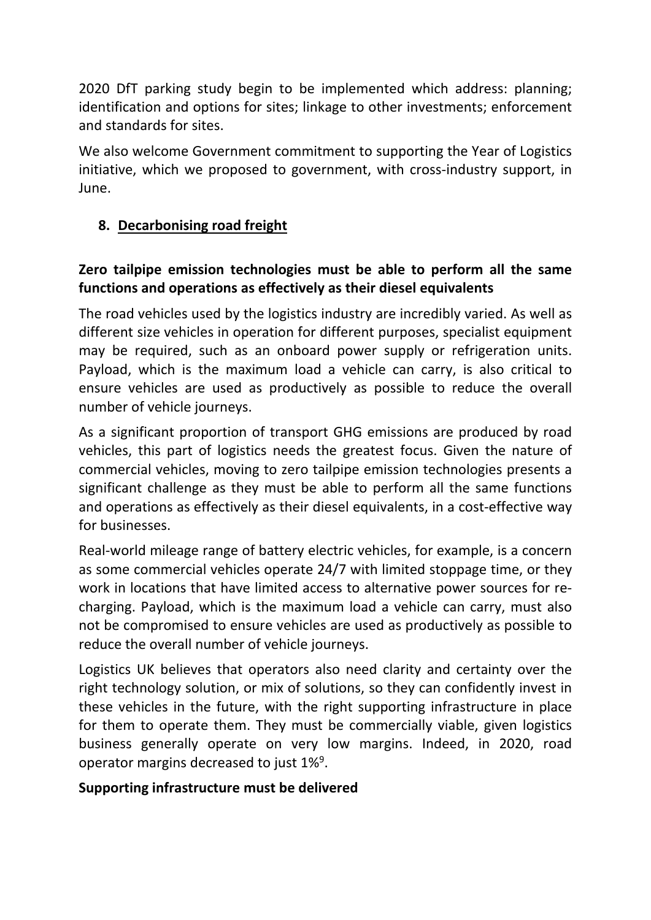2020 DfT parking study begin to be implemented which address: planning; identification and options for sites; linkage to other investments; enforcement and standards for sites.

We also welcome Government commitment to supporting the Year of Logistics initiative, which we proposed to government, with cross-industry support, in June.

## 8. Decarbonising road freight

**Zero tailpipe emission technologies must be able to perform all the same functions and operations as effectively as their diesel equivalents**

The road vehicles used by the logistics industry are incredibly varied. As well as different size vehicles in operation for different purposes, specialist equipment may be required, such as an onboard power supply or refrigeration units. Payload, which is the maximum load a vehicle can carry, is also critical to ensure vehicles are used as productively as possible to reduce the overall number of vehicle journeys.

As a significant proportion of transport GHG emissions are produced by road vehicles, this part of logistics needs the greatest focus. Given the nature of commercial vehicles, moving to zero tailpipe emission technologies presents a significant challenge as they must be able to perform all the same functions and operations as effectively as their diesel equivalents, in a cost-effective way for businesses.

Real-world mileage range of battery electric vehicles, for example, is a concern as some commercial vehicles operate 24/7 with limited stoppage time, or they work in locations that have limited access to alternative power sources for re-charging. Payload, which is the maximum load a vehicle can carry, must also not be compromised to ensure vehicles are used as productively as possible to reduce the overall number of vehicle journeys.

Logistics UK believes that operators also need clarity and certainty over the right technology solution, or mix of solutions, so they can confidently invest in these vehicles in the future, with the right supporting infrastructure in place for them to operate them. They must be commercially viable, given logistics business generally operate on very low margins. Indeed, in 2020, road operator margins decreased to just 1%[9].

**Supporting infrastructure must be delivered**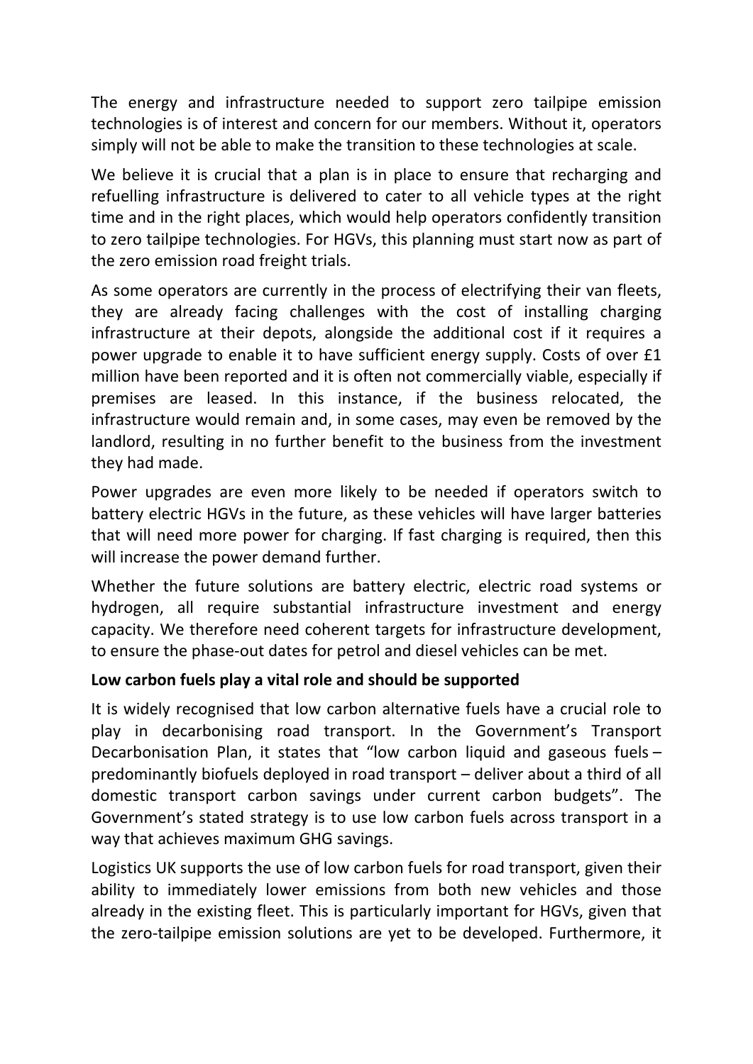The energy and infrastructure needed to support zero tailpipe emission technologies is of interest and concern for our members. Without it, operators simply will not be able to make the transition to these technologies at scale.

We believe it is crucial that a plan is in place to ensure that recharging and refuelling infrastructure is delivered to cater to all vehicle types at the right time and in the right places, which would help operators confidently transition to zero tailpipe technologies. For HGVs, this planning must start now as part of the zero emission road freight trials.

As some operators are currently in the process of electrifying their van fleets, they are already facing challenges with the cost of installing charging infrastructure at their depots, alongside the additional cost if it requires a power upgrade to enable it to have sufficient energy supply. Costs of over £1 million have been reported and it is often not commercially viable, especially if premises are leased. In this instance, if the business relocated, the infrastructure would remain and, in some cases, may even be removed by the landlord, resulting in no further benefit to the business from the investment they had made.

Power upgrades are even more likely to be needed if operators switch to battery electric HGVs in the future, as these vehicles will have larger batteries that will need more power for charging. If fast charging is required, then this will increase the power demand further.

Whether the future solutions are battery electric, electric road systems or hydrogen, all require substantial infrastructure investment and energy capacity. We therefore need coherent targets for infrastructure development, to ensure the phase-out dates for petrol and diesel vehicles can be met.

**Low carbon fuels play a vital role and should be supported**

It is widely recognised that low carbon alternative fuels have a crucial role to play in decarbonising road transport. In the Government's Transport Decarbonisation Plan, it states that "low carbon liquid and gaseous fuels – predominantly biofuels deployed in road transport – deliver about a third of all domestic transport carbon savings under current carbon budgets". The Government's stated strategy is to use low carbon fuels across transport in a way that achieves maximum GHG savings.

Logistics UK supports the use of low carbon fuels for road transport, given their ability to immediately lower emissions from both new vehicles and those already in the existing fleet. This is particularly important for HGVs, given that the zero-tailpipe emission solutions are yet to be developed. Furthermore, it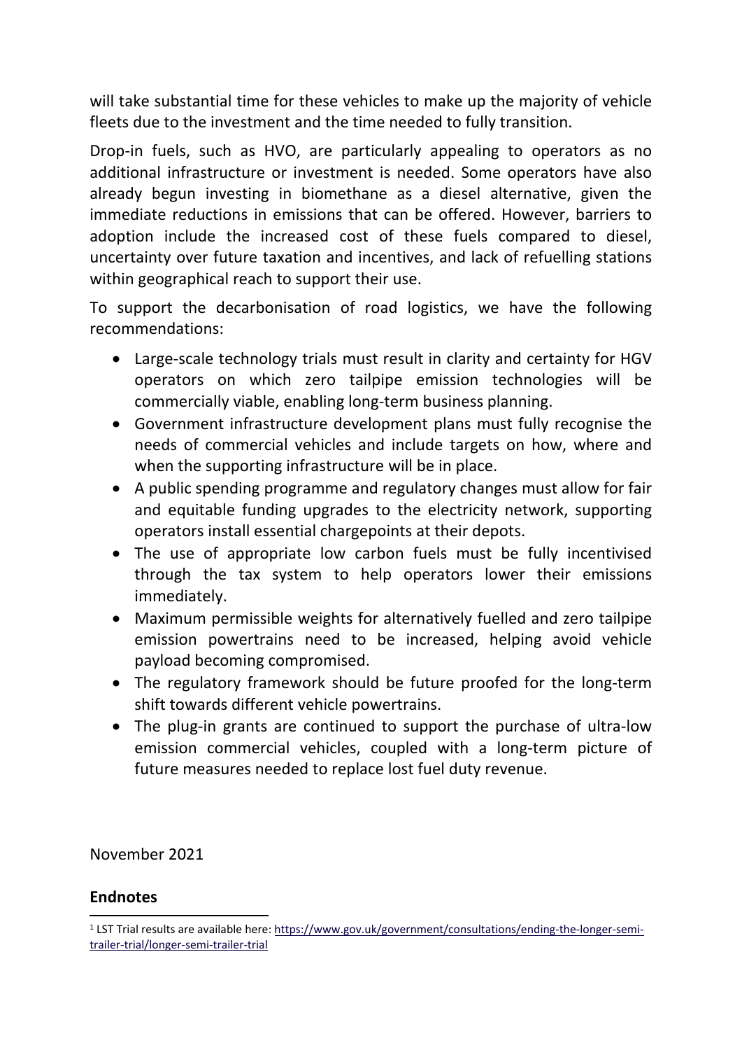will take substantial time for these vehicles to make up the majority of vehicle fleets due to the investment and the time needed to fully transition.

Drop-in fuels, such as HVO, are particularly appealing to operators as no additional infrastructure or investment is needed. Some operators have also already begun investing in biomethane as a diesel alternative, given the immediate reductions in emissions that can be offered. However, barriers to adoption include the increased cost of these fuels compared to diesel, uncertainty over future taxation and incentives, and lack of refuelling stations within geographical reach to support their use.

To support the decarbonisation of road logistics, we have the following recommendations:

- Large-scale technology trials must result in clarity and certainty for HGV operators on which zero tailpipe emission technologies will be commercially viable, enabling long-term business planning.
- Government infrastructure development plans must fully recognise the needs of commercial vehicles and include targets on how, where and when the supporting infrastructure will be in place.
- A public spending programme and regulatory changes must allow for fair and equitable funding upgrades to the electricity network, supporting operators install essential chargepoints at their depots.
- The use of appropriate low carbon fuels must be fully incentivised through the tax system to help operators lower their emissions immediately.
- Maximum permissible weights for alternatively fuelled and zero tailpipe emission powertrains need to be increased, helping avoid vehicle payload becoming compromised.
- The regulatory framework should be future proofed for the long-term shift towards different vehicle powertrains.
- The plug-in grants are continued to support the purchase of ultra-low emission commercial vehicles, coupled with a long-term picture of future measures needed to replace lost fuel duty revenue.

November 2021

## Endnotes

[1] LST Trial results are available here: https://www.gov.uk/government/consultations/ending-the-longer-semi-trailer-trial/longer-semi-trailer-trial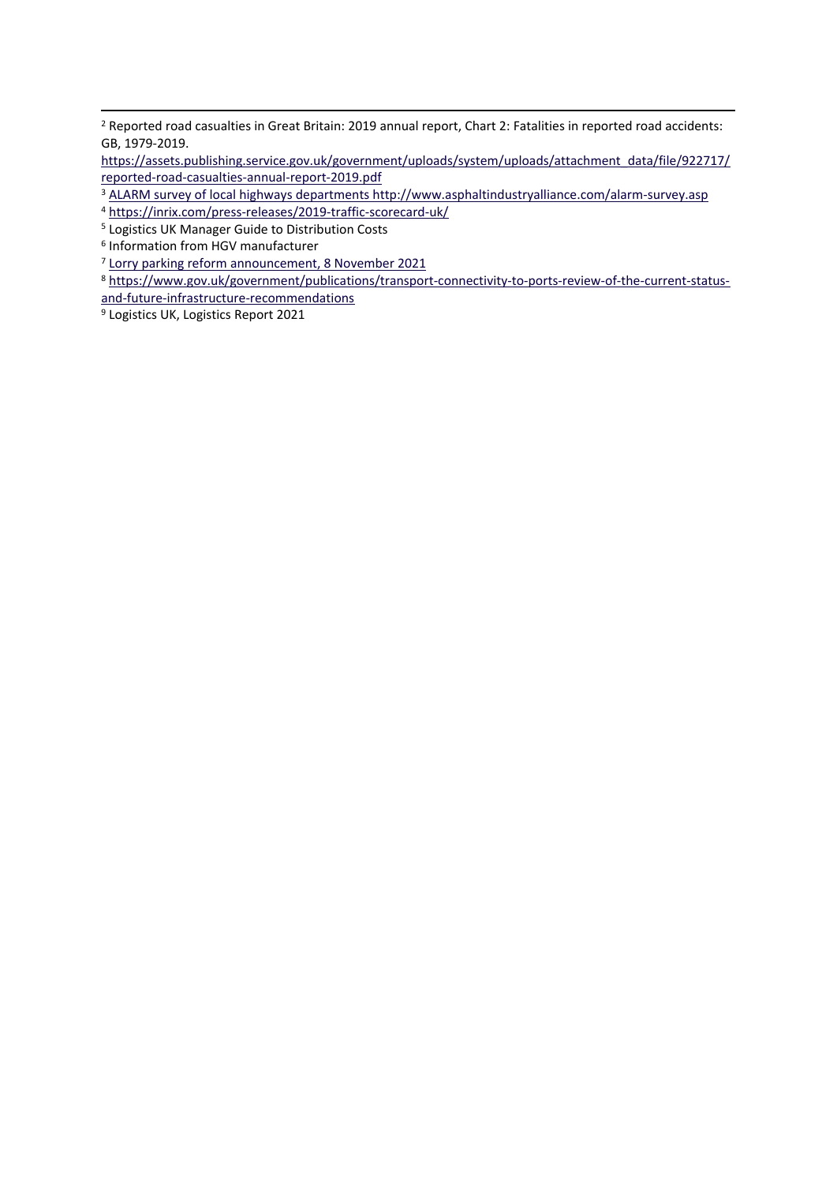[2] Reported road casualties in Great Britain: 2019 annual report, Chart 2: Fatalities in reported road accidents: GB, 1979-2019. https://assets.publishing.service.gov.uk/government/uploads/system/uploads/attachment_data/file/922717/reported-road-casualties-annual-report-2019.pdf

[3] ALARM survey of local highways departments http://www.asphaltindustryalliance.com/alarm-survey.asp

[4] https://inrix.com/press-releases/2019-traffic-scorecard-uk/

[5] Logistics UK Manager Guide to Distribution Costs

[6] Information from HGV manufacturer

[7] Lorry parking reform announcement, 8 November 2021

[8] https://www.gov.uk/government/publications/transport-connectivity-to-ports-review-of-the-current-status-and-future-infrastructure-recommendations

[9] Logistics UK, Logistics Report 2021